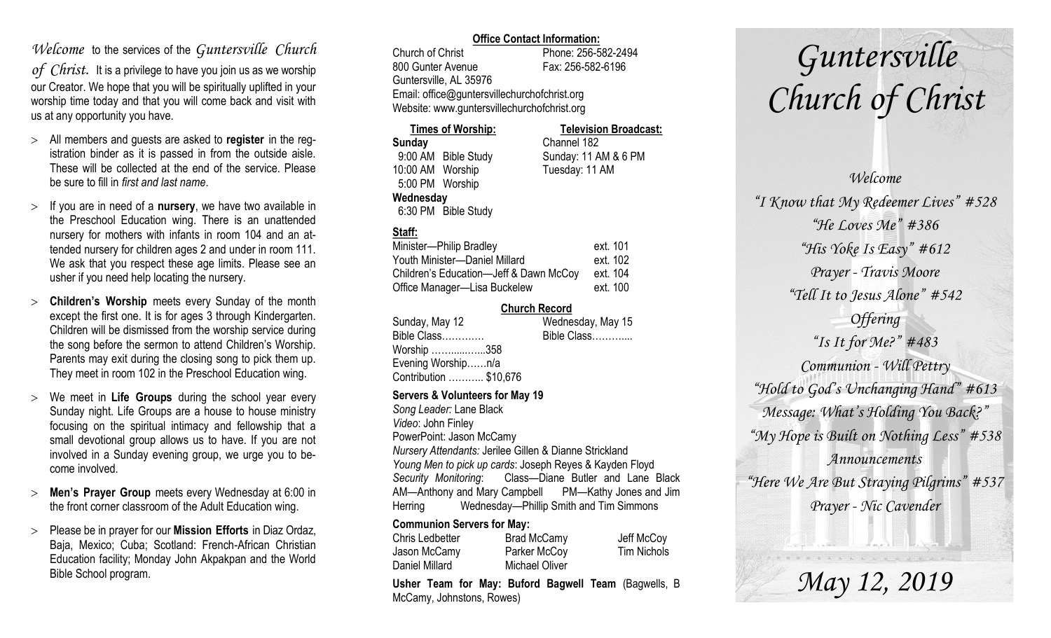*Welcome* to the services of the *Guntersville Church of Christ.* It is a privilege to have you join us as we worship our Creator. We hope that you will be spiritually uplifted in your worship time today and that you will come back and visit with us at any opportunity you have.

- All members and guests are asked to **register** in the registration binder as it is passed in from the outside aisle. These will be collected at the end of the service. Please be sure to fill in *first and last name*.
- If you are in need of a **nursery**, we have two available in the Preschool Education wing. There is an unattended nursery for mothers with infants in room 104 and an attended nursery for children ages 2 and under in room 111. We ask that you respect these age limits. Please see an usher if you need help locating the nursery.
- **Children's Worship** meets every Sunday of the month except the first one. It is for ages 3 through Kindergarten. Children will be dismissed from the worship service during the song before the sermon to attend Children's Worship. Parents may exit during the closing song to pick them up. They meet in room 102 in the Preschool Education wing.
- We meet in **Life Groups** during the school year every Sunday night. Life Groups are a house to house ministry focusing on the spiritual intimacy and fellowship that a small devotional group allows us to have. If you are not involved in a Sunday evening group, we urge you to become involved.
- **Men's Prayer Group** meets every Wednesday at 6:00 in the front corner classroom of the Adult Education wing.
- Please be in prayer for our **Mission Efforts** in Diaz Ordaz, Baja, Mexico; Cuba; Scotland: French-African Christian Education facility; Monday John Akpakpan and the World Bible School program.

**Office Contact Information:**

Church of Christ — Phone: 256-582-2494
800 Gunter Avenue — Fax: 256-582-6196
Guntersville, AL 35976
Email: office@guntersvillechurchofchrist.org
Website: www.guntersvillechurchofchrist.org

**Times of Worship:**

**Sunday**
9:00 AM Bible Study
10:00 AM Worship
5:00 PM Worship

**Wednesday**
6:30 PM Bible Study

**Television Broadcast:**

Channel 182
Sunday: 11 AM & 6 PM
Tuesday: 11 AM

**Staff:**

| | |
|---|---|
| Minister—Philip Bradley | ext. 101 |
| Youth Minister—Daniel Millard | ext. 102 |
| Children's Education—Jeff & Dawn McCoy | ext. 104 |
| Office Manager—Lisa Buckelew | ext. 100 |

**Church Record**

Sunday, May 12
Bible Class…………
Worship …….......…..358
Evening Worship……n/a
Contribution ……….. $10,676

Wednesday, May 15
Bible Class………....

**Servers & Volunteers for May 19**

*Song Leader:* Lane Black
*Video*: John Finley
PowerPoint: Jason McCamy
*Nursery Attendants:* Jerilee Gillen & Dianne Strickland
*Young Men to pick up cards*: Joseph Reyes & Kayden Floyd
*Security Monitoring*: Class—Diane Butler and Lane Black AM—Anthony and Mary Campbell PM—Kathy Jones and Jim Herring Wednesday—Phillip Smith and Tim Simmons

**Communion Servers for May:**

| | | |
|---|---|---|
| Chris Ledbetter | Brad McCamy | Jeff McCoy |
| Jason McCamy | Parker McCoy | Tim Nichols |
| Daniel Millard | Michael Oliver | |

**Usher Team for May: Buford Bagwell Team** (Bagwells, B McCamy, Johnstons, Rowes)

# *Guntersville Church of Christ*

*Welcome*
*"I Know that My Redeemer Lives" #528*
*"He Loves Me" #386*
*"His Yoke Is Easy" #612*
*Prayer - Travis Moore*
*"Tell It to Jesus Alone" #542*
*Offering*
*"Is It for Me?" #483*
*Communion - Will Pettry*
*"Hold to God's Unchanging Hand" #613*
*Message: What's Holding You Back?"*
*"My Hope is Built on Nothing Less" #538*
*Announcements*
*"Here We Are But Straying Pilgrims" #537*
*Prayer - Nic Cavender*

## *May 12, 2019*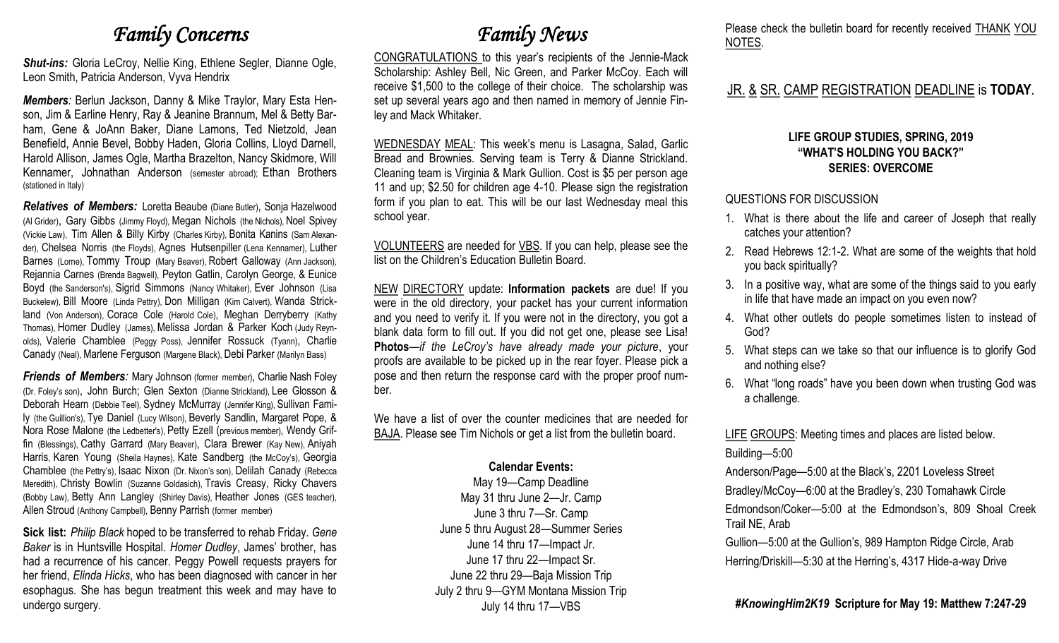# *Family Concerns*

***Shut-ins:*** Gloria LeCroy, Nellie King, Ethlene Segler, Dianne Ogle, Leon Smith, Patricia Anderson, Vyva Hendrix

***Members:*** Berlun Jackson, Danny & Mike Traylor, Mary Esta Henson, Jim & Earline Henry, Ray & Jeanine Brannum, Mel & Betty Barham, Gene & JoAnn Baker, Diane Lamons, Ted Nietzold, Jean Benefield, Annie Bevel, Bobby Haden, Gloria Collins, Lloyd Darnell, Harold Allison, James Ogle, Martha Brazelton, Nancy Skidmore, Will Kennamer, Johnathan Anderson (semester abroad); Ethan Brothers (stationed in Italy)

***Relatives of Members:*** Loretta Beaube (Diane Butler), Sonja Hazelwood (Al Grider), Gary Gibbs (Jimmy Floyd), Megan Nichols (the Nichols), Noel Spivey (Vickie Law), Tim Allen & Billy Kirby (Charles Kirby), Bonita Kanins (Sam Alexander), Chelsea Norris (the Floyds), Agnes Hutsenpiller (Lena Kennamer), Luther Barnes (Lorne), Tommy Troup (Mary Beaver), Robert Galloway (Ann Jackson), Rejannia Carnes (Brenda Bagwell), Peyton Gatlin, Carolyn George, & Eunice Boyd (the Sanderson's), Sigrid Simmons (Nancy Whitaker), Ever Johnson (Lisa Buckelew), Bill Moore (Linda Pettry), Don Milligan (Kim Calvert), Wanda Strickland (Von Anderson), Corace Cole (Harold Cole), Meghan Derryberry (Kathy Thomas), Homer Dudley (James), Melissa Jordan & Parker Koch (Judy Reynolds), Valerie Chamblee (Peggy Poss), Jennifer Rossuck (Tyann), Charlie Canady (Neal), Marlene Ferguson (Margene Black), Debi Parker (Marilyn Bass)

***Friends of Members:*** Mary Johnson (former member), Charlie Nash Foley (Dr. Foley's son), John Burch; Glen Sexton (Dianne Strickland), Lee Glosson & Deborah Hearn (Debbie Teel), Sydney McMurray (Jennifer King), Sullivan Family (the Guillion's), Tye Daniel (Lucy Wilson), Beverly Sandlin, Margaret Pope, & Nora Rose Malone (the Ledbetter's), Petty Ezell (previous member), Wendy Griffin (Blessings), Cathy Garrard (Mary Beaver), Clara Brewer (Kay New), Aniyah Harris, Karen Young (Sheila Haynes), Kate Sandberg (the McCoy's), Georgia Chamblee (the Pettry's), Isaac Nixon (Dr. Nixon's son), Delilah Canady (Rebecca Meredith), Christy Bowlin (Suzanne Goldasich), Travis Creasy, Ricky Chavers (Bobby Law), Betty Ann Langley (Shirley Davis), Heather Jones (GES teacher), Allen Stroud (Anthony Campbell), Benny Parrish (former member)

**Sick list:** *Philip Black* hoped to be transferred to rehab Friday. *Gene Baker* is in Huntsville Hospital. *Homer Dudley*, James' brother, has had a recurrence of his cancer. Peggy Powell requests prayers for her friend, *Elinda Hicks*, who has been diagnosed with cancer in her esophagus. She has begun treatment this week and may have to undergo surgery.

# *Family News*

CONGRATULATIONS to this year's recipients of the Jennie-Mack Scholarship: Ashley Bell, Nic Green, and Parker McCoy. Each will receive $1,500 to the college of their choice. The scholarship was set up several years ago and then named in memory of Jennie Finley and Mack Whitaker.

WEDNESDAY MEAL: This week's menu is Lasagna, Salad, Garlic Bread and Brownies. Serving team is Terry & Dianne Strickland. Cleaning team is Virginia & Mark Gullion. Cost is $5 per person age 11 and up; $2.50 for children age 4-10. Please sign the registration form if you plan to eat. This will be our last Wednesday meal this school year.

VOLUNTEERS are needed for VBS. If you can help, please see the list on the Children's Education Bulletin Board.

NEW DIRECTORY update: **Information packets** are due! If you were in the old directory, your packet has your current information and you need to verify it. If you were not in the directory, you got a blank data form to fill out. If you did not get one, please see Lisa! **Photos**—*if the LeCroy's have already made your picture*, your proofs are available to be picked up in the rear foyer. Please pick a pose and then return the response card with the proper proof number.

We have a list of over the counter medicines that are needed for BAJA. Please see Tim Nichols or get a list from the bulletin board.

**Calendar Events:**

May 19—Camp Deadline
May 31 thru June 2—Jr. Camp
June 3 thru 7—Sr. Camp
June 5 thru August 28—Summer Series
June 14 thru 17—Impact Jr.
June 17 thru 22—Impact Sr.
June 22 thru 29—Baja Mission Trip
July 2 thru 9—GYM Montana Mission Trip
July 14 thru 17—VBS

Please check the bulletin board for recently received THANK YOU NOTES.

JR. & SR. CAMP REGISTRATION DEADLINE is **TODAY**.

**LIFE GROUP STUDIES, SPRING, 2019**
**"WHAT'S HOLDING YOU BACK?"**
**SERIES: OVERCOME**

QUESTIONS FOR DISCUSSION

1. What is there about the life and career of Joseph that really catches your attention?
2. Read Hebrews 12:1-2. What are some of the weights that hold you back spiritually?
3. In a positive way, what are some of the things said to you early in life that have made an impact on you even now?
4. What other outlets do people sometimes listen to instead of God?
5. What steps can we take so that our influence is to glorify God and nothing else?
6. What "long roads" have you been down when trusting God was a challenge.

LIFE GROUPS: Meeting times and places are listed below.

Building—5:00
Anderson/Page—5:00 at the Black's, 2201 Loveless Street
Bradley/McCoy—6:00 at the Bradley's, 230 Tomahawk Circle
Edmondson/Coker—5:00 at the Edmondson's, 809 Shoal Creek Trail NE, Arab
Gullion—5:00 at the Gullion's, 989 Hampton Ridge Circle, Arab
Herring/Driskill—5:30 at the Herring's, 4317 Hide-a-way Drive

***#KnowingHim2K19* Scripture for May 19: Matthew 7:247-29**